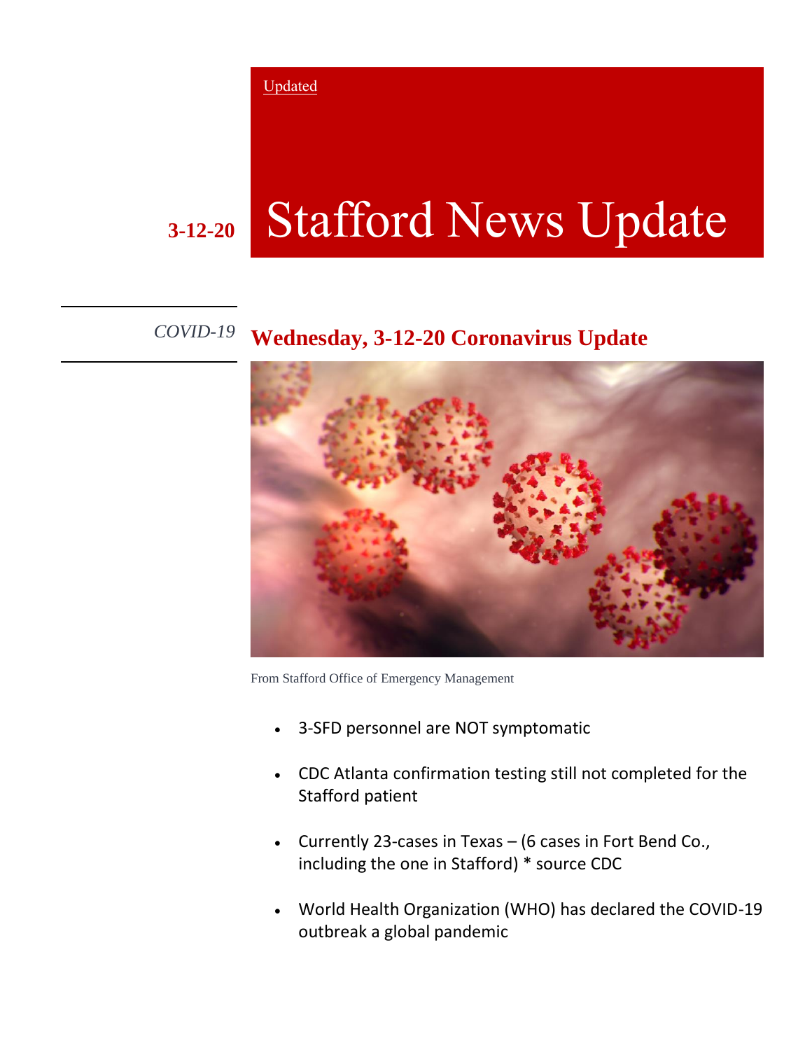Updated

3-12-20

# Stafford News Update

*COVID-19*

## Wednesday, 3-12-20 Coronavirus Update

From Stafford Office of Emergency Management

- 3-SFD personnel are NOT symptomatic
- CDC Atlanta confirmation testing still not completed for the Stafford patient
- Currently 23-cases in Texas – (6 cases in Fort Bend Co., including the one in Stafford) * source CDC
- World Health Organization (WHO) has declared the COVID-19 outbreak a global pandemic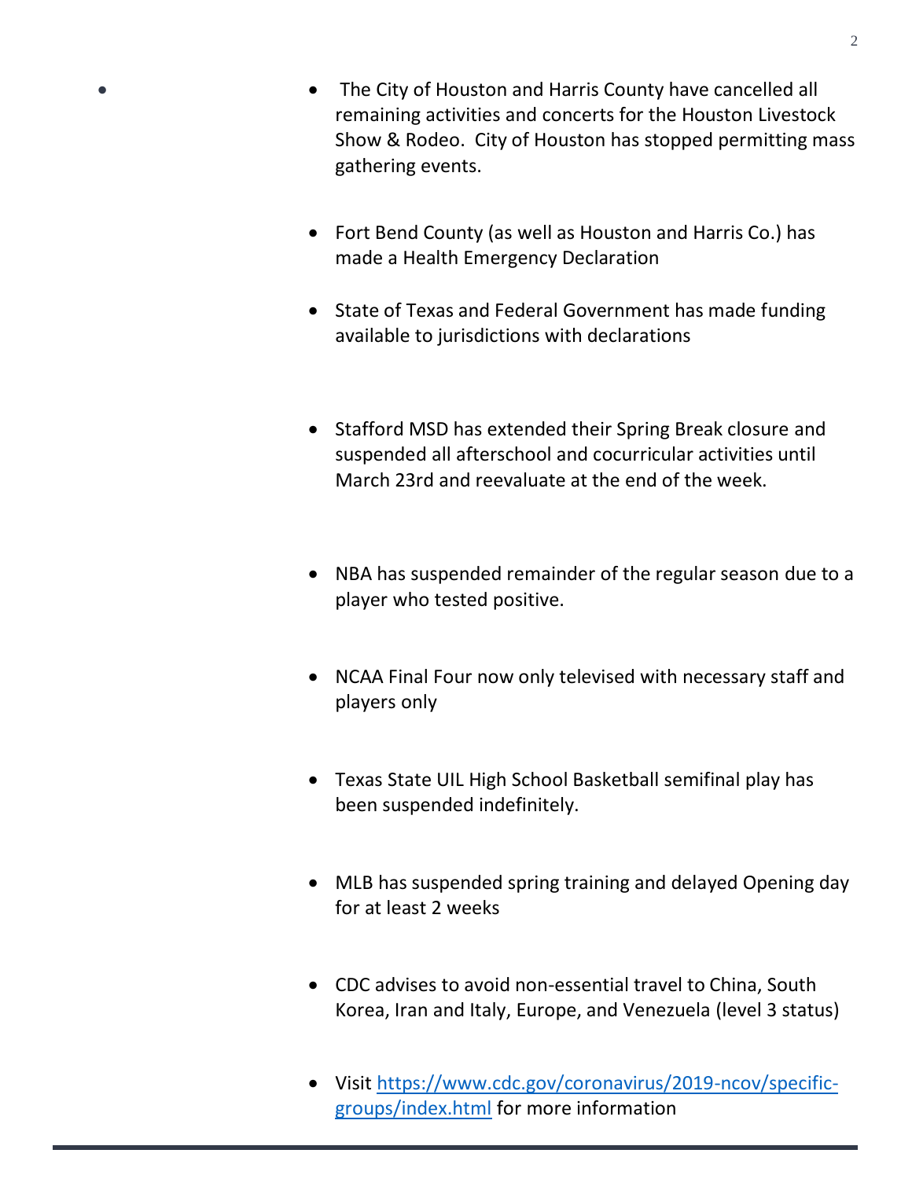- The City of Houston and Harris County have cancelled all remaining activities and concerts for the Houston Livestock Show & Rodeo. City of Houston has stopped permitting mass gathering events.

- Fort Bend County (as well as Houston and Harris Co.) has made a Health Emergency Declaration

- State of Texas and Federal Government has made funding available to jurisdictions with declarations

- Stafford MSD has extended their Spring Break closure and suspended all afterschool and cocurricular activities until March 23rd and reevaluate at the end of the week.

- NBA has suspended remainder of the regular season due to a player who tested positive.

- NCAA Final Four now only televised with necessary staff and players only

- Texas State UIL High School Basketball semifinal play has been suspended indefinitely.

- MLB has suspended spring training and delayed Opening day for at least 2 weeks

- CDC advises to avoid non-essential travel to China, South Korea, Iran and Italy, Europe, and Venezuela (level 3 status)

- Visit [https://www.cdc.gov/coronavirus/2019-ncov/specific-groups/index.html](https://www.cdc.gov/coronavirus/2019-ncov/specific-groups/index.html) for more information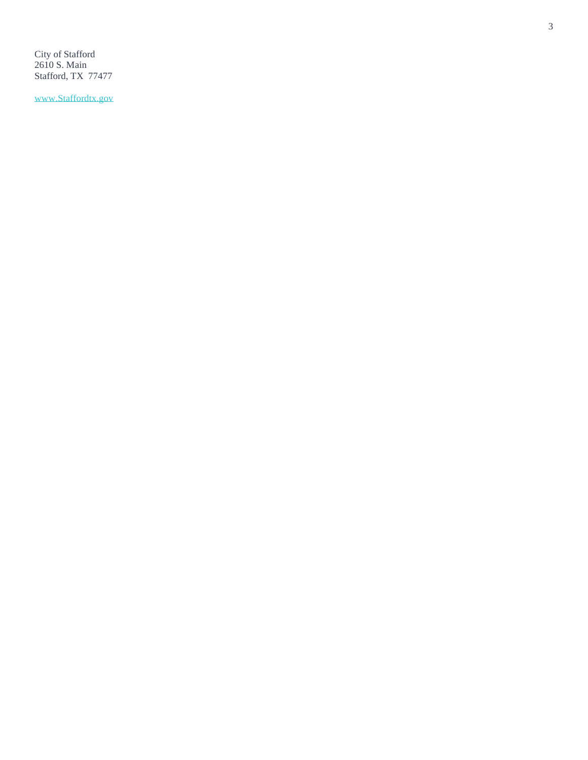City of Stafford
2610 S. Main
Stafford, TX  77477

www.Staffordtx.gov